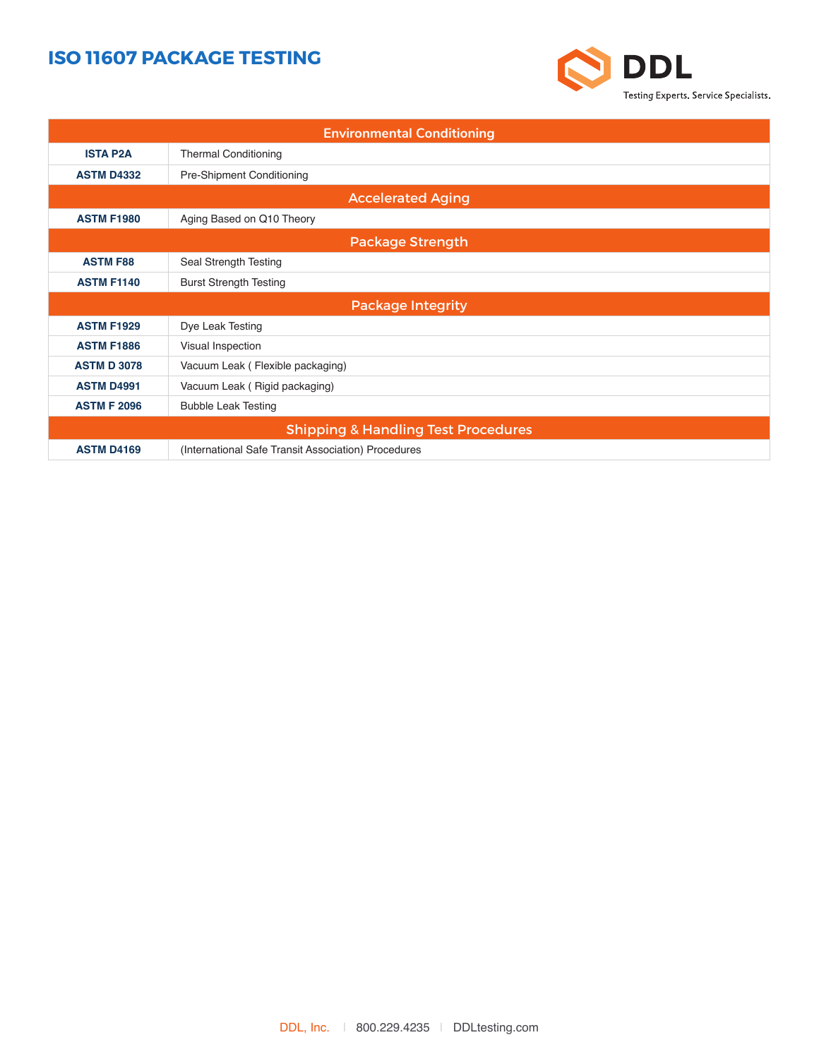# ISO 11607 PACKAGE TESTING

DDL

Testing Experts. Service Specialists.

| Environmental Conditioning | |
|---|---|
| **ISTA P2A** | Thermal Conditioning |
| **ASTM D4332** | Pre-Shipment Conditioning |
| **Accelerated Aging** | |
| **ASTM F1980** | Aging Based on Q10 Theory |
| **Package Strength** | |
| **ASTM F88** | Seal Strength Testing |
| **ASTM F1140** | Burst Strength Testing |
| **Package Integrity** | |
| **ASTM F1929** | Dye Leak Testing |
| **ASTM F1886** | Visual Inspection |
| **ASTM D 3078** | Vacuum Leak ( Flexible packaging) |
| **ASTM D4991** | Vacuum Leak ( Rigid packaging) |
| **ASTM F 2096** | Bubble Leak Testing |
| **Shipping & Handling Test Procedures** | |
| **ASTM D4169** | (International Safe Transit Association) Procedures |

DDL, Inc. | 800.229.4235 | DDLtesting.com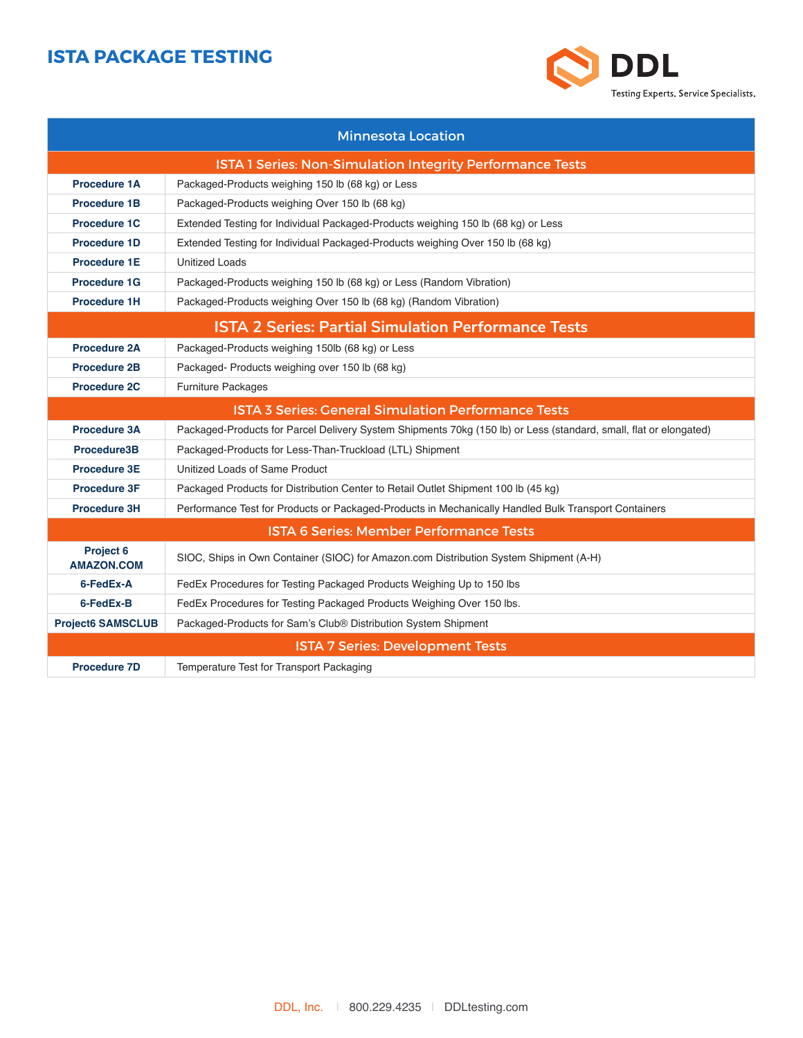# ISTA PACKAGE TESTING

DDL
Testing Experts. Service Specialists.

| Minnesota Location | |
|---|---|
| **ISTA 1 Series: Non-Simulation Integrity Performance Tests** | |
| **Procedure 1A** | Packaged-Products weighing 150 lb (68 kg) or Less |
| **Procedure 1B** | Packaged-Products weighing Over 150 lb (68 kg) |
| **Procedure 1C** | Extended Testing for Individual Packaged-Products weighing 150 lb (68 kg) or Less |
| **Procedure 1D** | Extended Testing for Individual Packaged-Products weighing Over 150 lb (68 kg) |
| **Procedure 1E** | Unitized Loads |
| **Procedure 1G** | Packaged-Products weighing 150 lb (68 kg) or Less (Random Vibration) |
| **Procedure 1H** | Packaged-Products weighing Over 150 lb (68 kg) (Random Vibration) |
| **ISTA 2 Series: Partial Simulation Performance Tests** | |
| **Procedure 2A** | Packaged-Products weighing 150lb (68 kg) or Less |
| **Procedure 2B** | Packaged- Products weighing over 150 lb (68 kg) |
| **Procedure 2C** | Furniture Packages |
| **ISTA 3 Series: General Simulation Performance Tests** | |
| **Procedure 3A** | Packaged-Products for Parcel Delivery System Shipments 70kg (150 lb) or Less (standard, small, flat or elongated) |
| **Procedure3B** | Packaged-Products for Less-Than-Truckload (LTL) Shipment |
| **Procedure 3E** | Unitized Loads of Same Product |
| **Procedure 3F** | Packaged Products for Distribution Center to Retail Outlet Shipment 100 lb (45 kg) |
| **Procedure 3H** | Performance Test for Products or Packaged-Products in Mechanically Handled Bulk Transport Containers |
| **ISTA 6 Series: Member Performance Tests** | |
| **Project 6 AMAZON.COM** | SIOC, Ships in Own Container (SIOC) for Amazon.com Distribution System Shipment (A-H) |
| **6-FedEx-A** | FedEx Procedures for Testing Packaged Products Weighing Up to 150 lbs |
| **6-FedEx-B** | FedEx Procedures for Testing Packaged Products Weighing Over 150 lbs. |
| **Project6 SAMSCLUB** | Packaged-Products for Sam's Club® Distribution System Shipment |
| **ISTA 7 Series: Development Tests** | |
| **Procedure 7D** | Temperature Test for Transport Packaging |

DDL, Inc. | 800.229.4235 | DDLtesting.com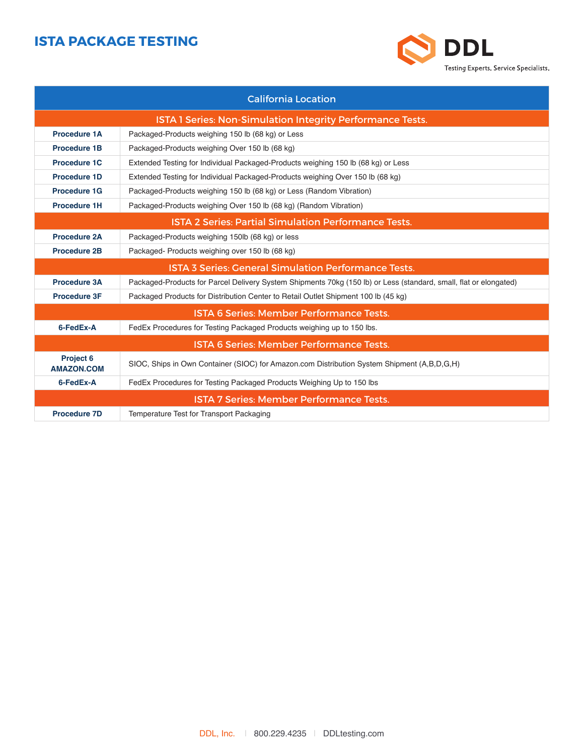# ISTA PACKAGE TESTING

DDL
Testing Experts. Service Specialists.

| California Location | |
|---|---|
| **ISTA 1 Series: Non-Simulation Integrity Performance Tests.** | |
| **Procedure 1A** | Packaged-Products weighing 150 lb (68 kg) or Less |
| **Procedure 1B** | Packaged-Products weighing Over 150 lb (68 kg) |
| **Procedure 1C** | Extended Testing for Individual Packaged-Products weighing 150 lb (68 kg) or Less |
| **Procedure 1D** | Extended Testing for Individual Packaged-Products weighing Over 150 lb (68 kg) |
| **Procedure 1G** | Packaged-Products weighing 150 lb (68 kg) or Less (Random Vibration) |
| **Procedure 1H** | Packaged-Products weighing Over 150 lb (68 kg) (Random Vibration) |
| **ISTA 2 Series: Partial Simulation Performance Tests.** | |
| **Procedure 2A** | Packaged-Products weighing 150lb (68 kg) or less |
| **Procedure 2B** | Packaged- Products weighing over 150 lb (68 kg) |
| **ISTA 3 Series: General Simulation Performance Tests.** | |
| **Procedure 3A** | Packaged-Products for Parcel Delivery System Shipments 70kg (150 lb) or Less (standard, small, flat or elongated) |
| **Procedure 3F** | Packaged Products for Distribution Center to Retail Outlet Shipment 100 lb (45 kg) |
| **ISTA 6 Series: Member Performance Tests.** | |
| **6-FedEx-A** | FedEx Procedures for Testing Packaged Products weighing up to 150 lbs. |
| **ISTA 6 Series: Member Performance Tests.** | |
| **Project 6 AMAZON.COM** | SIOC, Ships in Own Container (SIOC) for Amazon.com Distribution System Shipment (A,B,D,G,H) |
| **6-FedEx-A** | FedEx Procedures for Testing Packaged Products Weighing Up to 150 lbs |
| **ISTA 7 Series: Member Performance Tests.** | |
| **Procedure 7D** | Temperature Test for Transport Packaging |

DDL, Inc. | 800.229.4235 | DDLtesting.com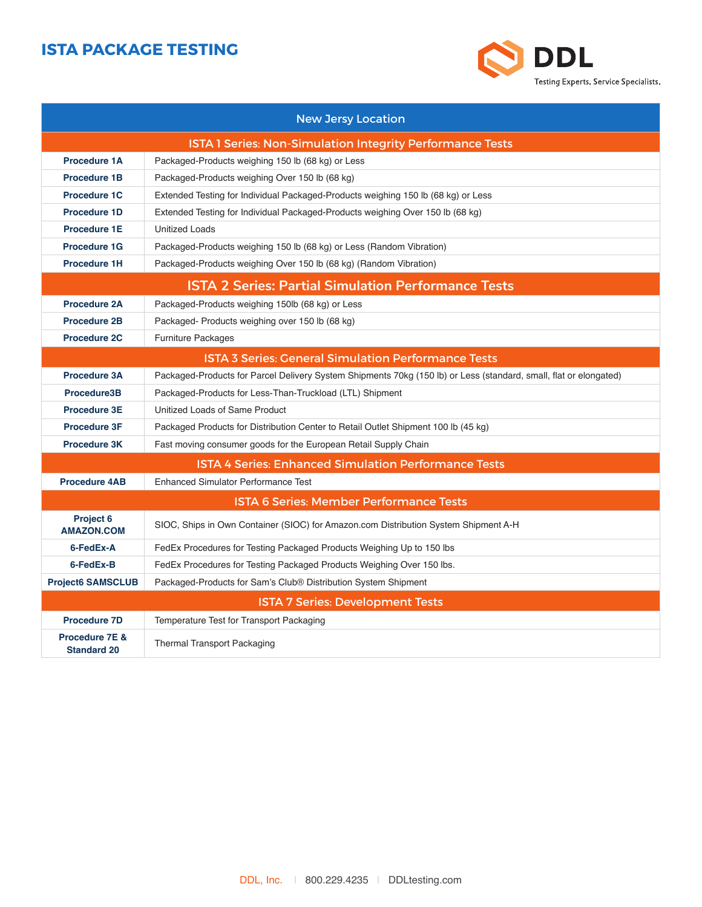# ISTA PACKAGE TESTING

DDL
Testing Experts. Service Specialists.

| New Jersy Location | |
|---|---|
| **ISTA 1 Series: Non-Simulation Integrity Performance Tests** | |
| **Procedure 1A** | Packaged-Products weighing 150 lb (68 kg) or Less |
| **Procedure 1B** | Packaged-Products weighing Over 150 lb (68 kg) |
| **Procedure 1C** | Extended Testing for Individual Packaged-Products weighing 150 lb (68 kg) or Less |
| **Procedure 1D** | Extended Testing for Individual Packaged-Products weighing Over 150 lb (68 kg) |
| **Procedure 1E** | Unitized Loads |
| **Procedure 1G** | Packaged-Products weighing 150 lb (68 kg) or Less (Random Vibration) |
| **Procedure 1H** | Packaged-Products weighing Over 150 lb (68 kg) (Random Vibration) |
| **ISTA 2 Series: Partial Simulation Performance Tests** | |
| **Procedure 2A** | Packaged-Products weighing 150lb (68 kg) or Less |
| **Procedure 2B** | Packaged- Products weighing over 150 lb (68 kg) |
| **Procedure 2C** | Furniture Packages |
| **ISTA 3 Series: General Simulation Performance Tests** | |
| **Procedure 3A** | Packaged-Products for Parcel Delivery System Shipments 70kg (150 lb) or Less (standard, small, flat or elongated) |
| **Procedure3B** | Packaged-Products for Less-Than-Truckload (LTL) Shipment |
| **Procedure 3E** | Unitized Loads of Same Product |
| **Procedure 3F** | Packaged Products for Distribution Center to Retail Outlet Shipment 100 lb (45 kg) |
| **Procedure 3K** | Fast moving consumer goods for the European Retail Supply Chain |
| **ISTA 4 Series: Enhanced Simulation Performance Tests** | |
| **Procedure 4AB** | Enhanced Simulator Performance Test |
| **ISTA 6 Series: Member Performance Tests** | |
| **Project 6 AMAZON.COM** | SIOC, Ships in Own Container (SIOC) for Amazon.com Distribution System Shipment A-H |
| **6-FedEx-A** | FedEx Procedures for Testing Packaged Products Weighing Up to 150 lbs |
| **6-FedEx-B** | FedEx Procedures for Testing Packaged Products Weighing Over 150 lbs. |
| **Project6 SAMSCLUB** | Packaged-Products for Sam's Club® Distribution System Shipment |
| **ISTA 7 Series: Development Tests** | |
| **Procedure 7D** | Temperature Test for Transport Packaging |
| **Procedure 7E & Standard 20** | Thermal Transport Packaging |

DDL, Inc. | 800.229.4235 | DDLtesting.com